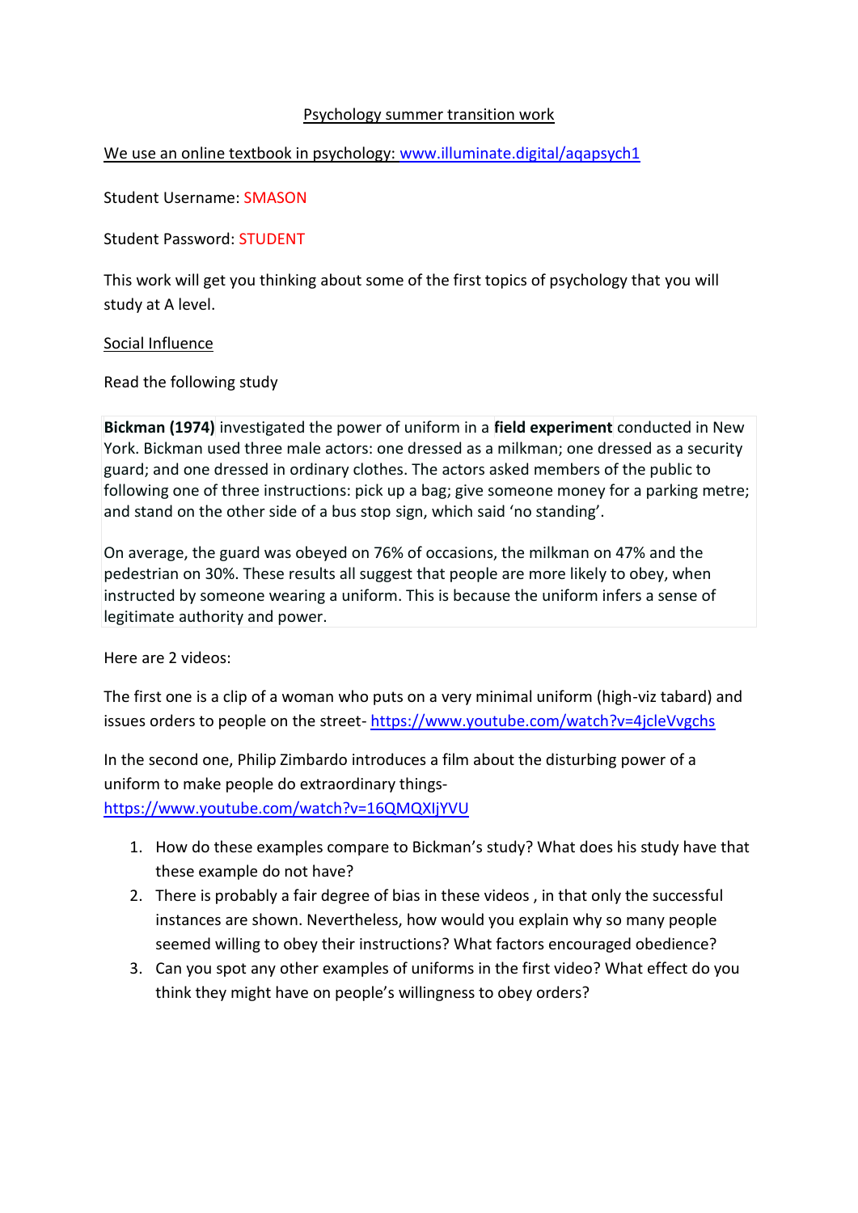# Psychology summer transition work

We use an online textbook in psychology: www.illuminate.digital/aqapsych1

Student Username: SMASON

Student Password: STUDENT

This work will get you thinking about some of the first topics of psychology that you will study at A level.

## Social Influence

Read the following study

> **Bickman (1974)** investigated the power of uniform in a **field experiment** conducted in New York. Bickman used three male actors: one dressed as a milkman; one dressed as a security guard; and one dressed in ordinary clothes. The actors asked members of the public to following one of three instructions: pick up a bag; give someone money for a parking metre; and stand on the other side of a bus stop sign, which said 'no standing'.
>
> On average, the guard was obeyed on 76% of occasions, the milkman on 47% and the pedestrian on 30%. These results all suggest that people are more likely to obey, when instructed by someone wearing a uniform. This is because the uniform infers a sense of legitimate authority and power.

Here are 2 videos:

The first one is a clip of a woman who puts on a very minimal uniform (high-viz tabard) and issues orders to people on the street- https://www.youtube.com/watch?v=4jcleVvgchs

In the second one, Philip Zimbardo introduces a film about the disturbing power of a uniform to make people do extraordinary things- https://www.youtube.com/watch?v=16QMQXIjYVU

1. How do these examples compare to Bickman's study? What does his study have that these example do not have?
2. There is probably a fair degree of bias in these videos , in that only the successful instances are shown. Nevertheless, how would you explain why so many people seemed willing to obey their instructions? What factors encouraged obedience?
3. Can you spot any other examples of uniforms in the first video? What effect do you think they might have on people's willingness to obey orders?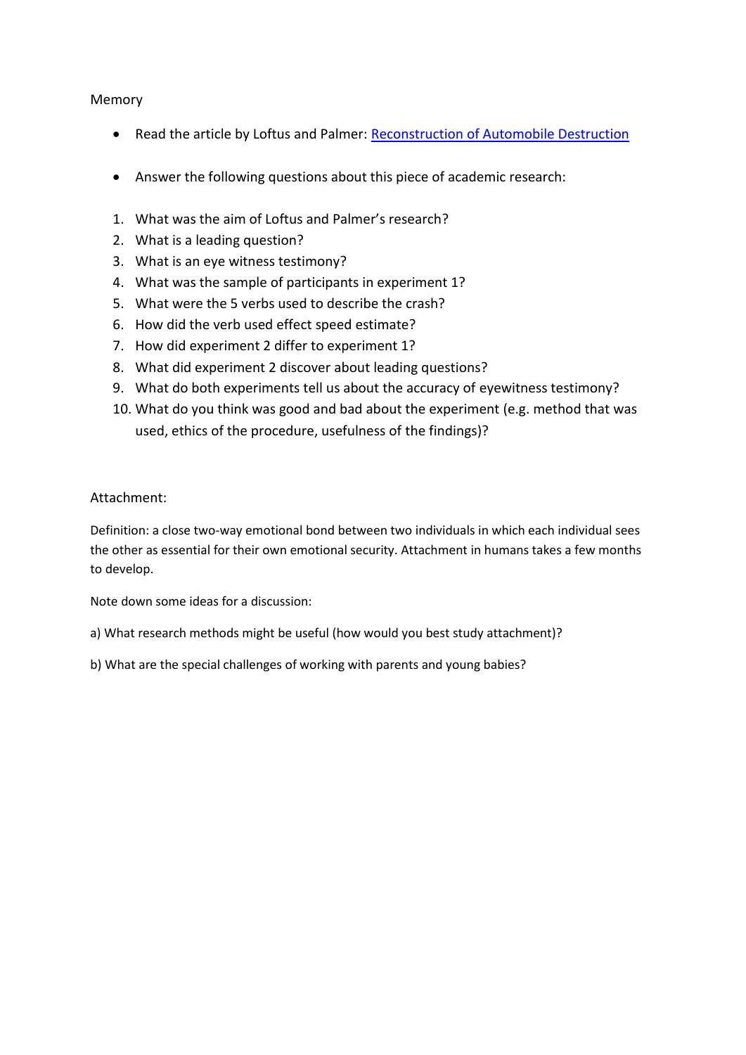Memory

- Read the article by Loftus and Palmer: [Reconstruction of Automobile Destruction]

- Answer the following questions about this piece of academic research:

1. What was the aim of Loftus and Palmer's research?
2. What is a leading question?
3. What is an eye witness testimony?
4. What was the sample of participants in experiment 1?
5. What were the 5 verbs used to describe the crash?
6. How did the verb used effect speed estimate?
7. How did experiment 2 differ to experiment 1?
8. What did experiment 2 discover about leading questions?
9. What do both experiments tell us about the accuracy of eyewitness testimony?
10. What do you think was good and bad about the experiment (e.g. method that was used, ethics of the procedure, usefulness of the findings)?

Attachment:

Definition: a close two-way emotional bond between two individuals in which each individual sees the other as essential for their own emotional security. Attachment in humans takes a few months to develop.

Note down some ideas for a discussion:

a) What research methods might be useful (how would you best study attachment)?

b) What are the special challenges of working with parents and young babies?